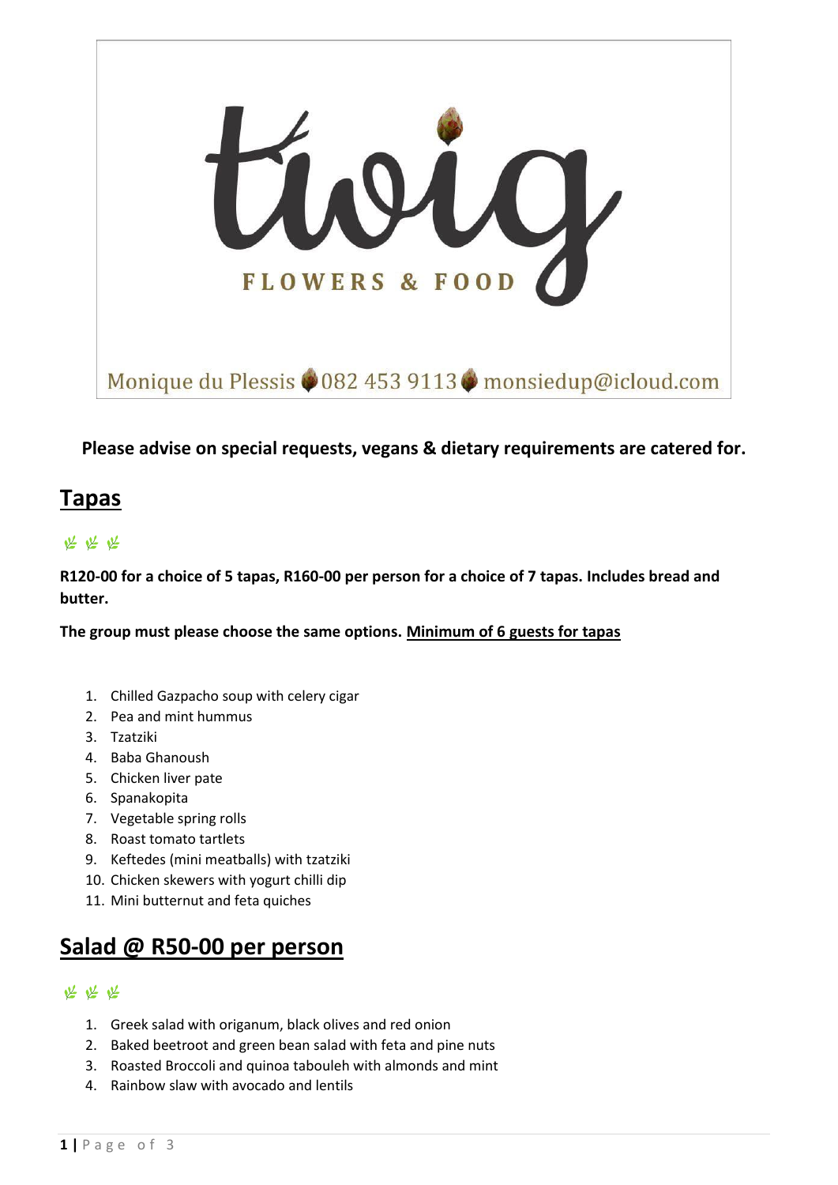# twig

FLOWERS & FOOD

Monique du Plessis 082 453 9113 monsiedup@icloud.com

**Please advise on special requests, vegans & dietary requirements are catered for.**

## Tapas

**R120-00 for a choice of 5 tapas, R160-00 per person for a choice of 7 tapas. Includes bread and butter.**

**The group must please choose the same options. Minimum of 6 guests for tapas**

1. Chilled Gazpacho soup with celery cigar
2. Pea and mint hummus
3. Tzatziki
4. Baba Ghanoush
5. Chicken liver pate
6. Spanakopita
7. Vegetable spring rolls
8. Roast tomato tartlets
9. Keftedes (mini meatballs) with tzatziki
10. Chicken skewers with yogurt chilli dip
11. Mini butternut and feta quiches

## Salad @ R50-00 per person

1. Greek salad with origanum, black olives and red onion
2. Baked beetroot and green bean salad with feta and pine nuts
3. Roasted Broccoli and quinoa tabouleh with almonds and mint
4. Rainbow slaw with avocado and lentils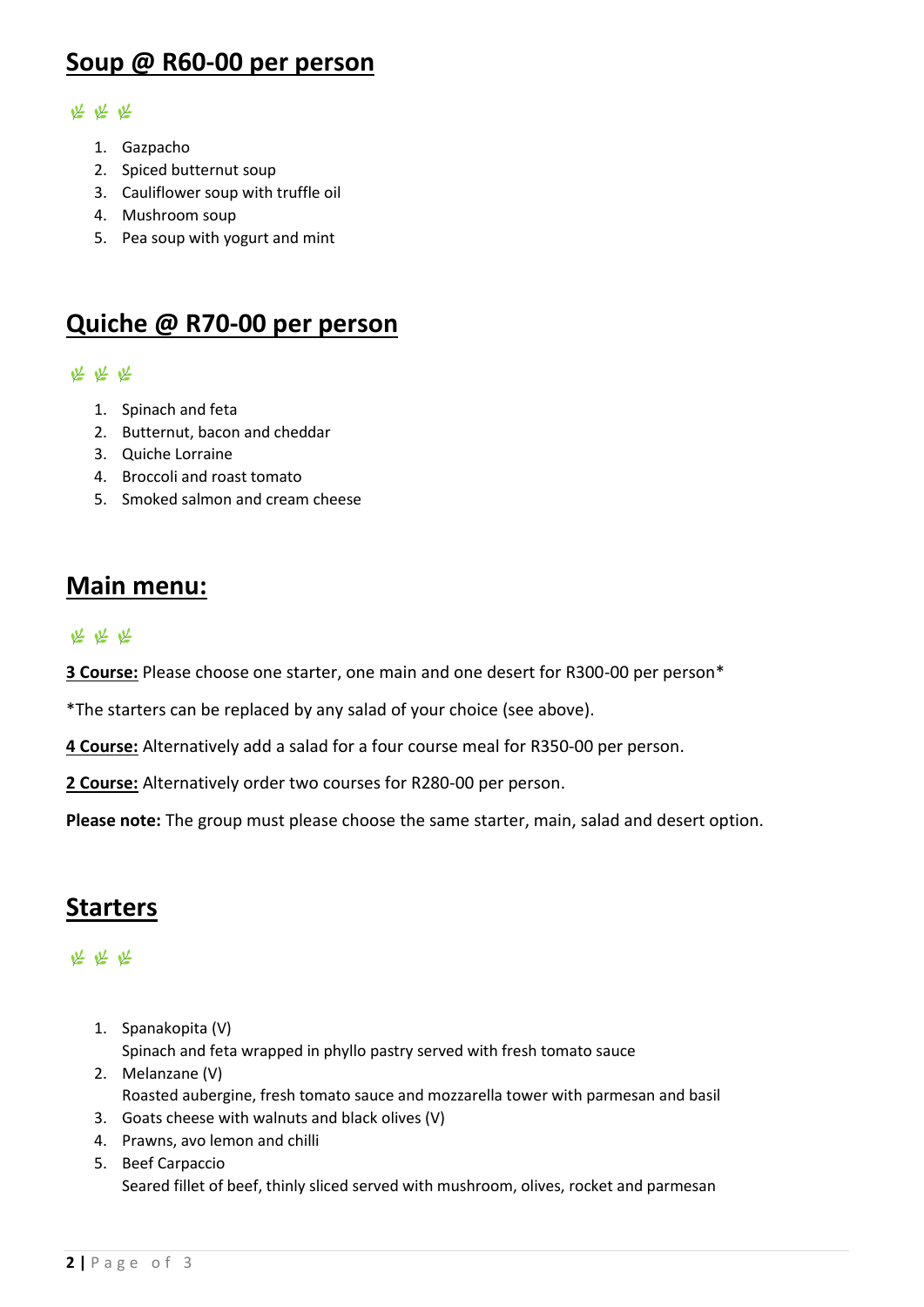## Soup @ R60-00 per person

1. Gazpacho
2. Spiced butternut soup
3. Cauliflower soup with truffle oil
4. Mushroom soup
5. Pea soup with yogurt and mint

## Quiche @ R70-00 per person

1. Spinach and feta
2. Butternut, bacon and cheddar
3. Quiche Lorraine
4. Broccoli and roast tomato
5. Smoked salmon and cream cheese

## Main menu:

**3 Course:** Please choose one starter, one main and one desert for R300-00 per person*

*The starters can be replaced by any salad of your choice (see above).

**4 Course:** Alternatively add a salad for a four course meal for R350-00 per person.

**2 Course:** Alternatively order two courses for R280-00 per person.

**Please note:** The group must please choose the same starter, main, salad and desert option.

## Starters

1. Spanakopita (V)
   Spinach and feta wrapped in phyllo pastry served with fresh tomato sauce
2. Melanzane (V)
   Roasted aubergine, fresh tomato sauce and mozzarella tower with parmesan and basil
3. Goats cheese with walnuts and black olives (V)
4. Prawns, avo lemon and chilli
5. Beef Carpaccio
   Seared fillet of beef, thinly sliced served with mushroom, olives, rocket and parmesan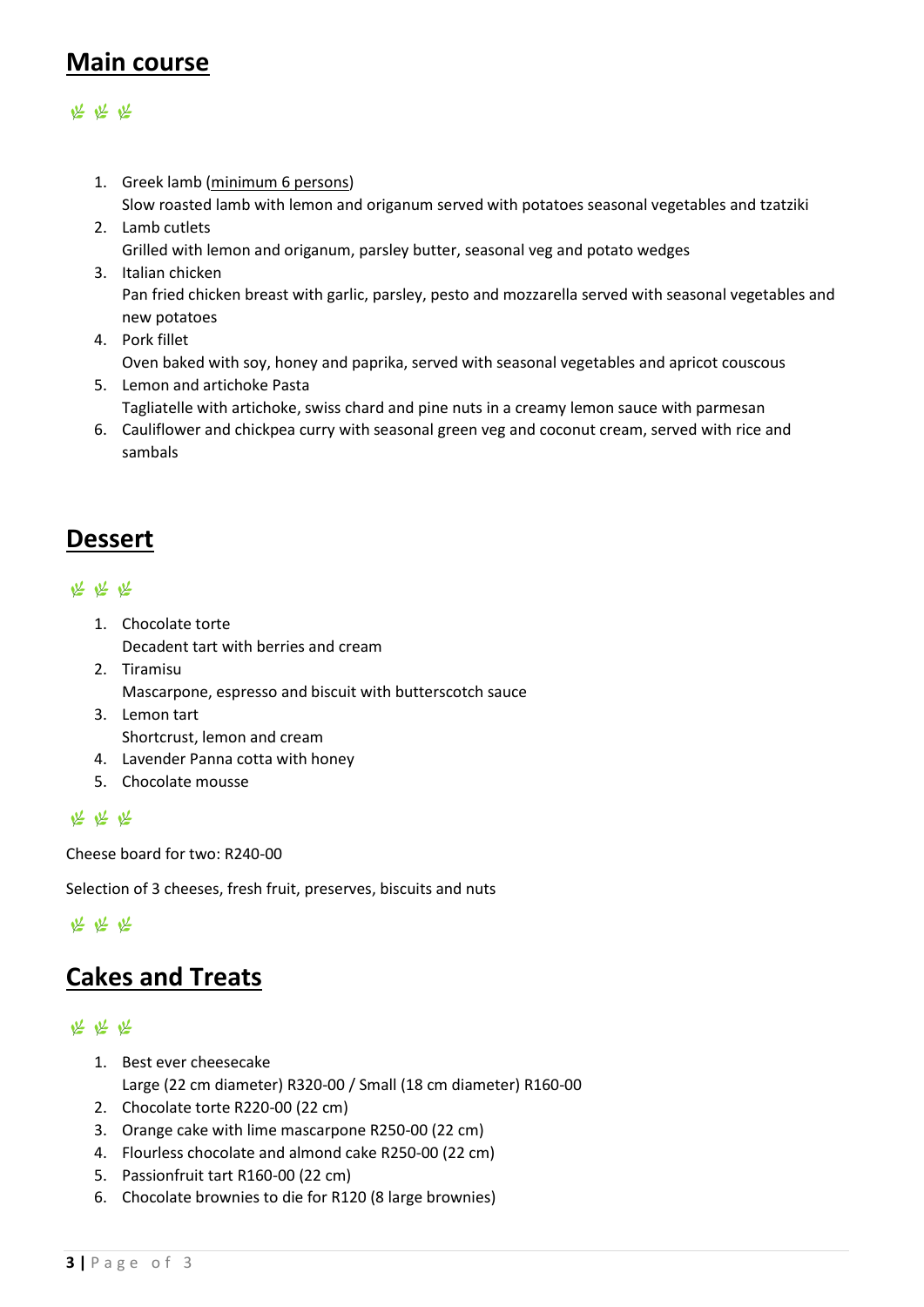## Main course

1. Greek lamb (minimum 6 persons)
   Slow roasted lamb with lemon and origanum served with potatoes seasonal vegetables and tzatziki
2. Lamb cutlets
   Grilled with lemon and origanum, parsley butter, seasonal veg and potato wedges
3. Italian chicken
   Pan fried chicken breast with garlic, parsley, pesto and mozzarella served with seasonal vegetables and new potatoes
4. Pork fillet
   Oven baked with soy, honey and paprika, served with seasonal vegetables and apricot couscous
5. Lemon and artichoke Pasta
   Tagliatelle with artichoke, swiss chard and pine nuts in a creamy lemon sauce with parmesan
6. Cauliflower and chickpea curry with seasonal green veg and coconut cream, served with rice and sambals

## Dessert

1. Chocolate torte
   Decadent tart with berries and cream
2. Tiramisu
   Mascarpone, espresso and biscuit with butterscotch sauce
3. Lemon tart
   Shortcrust, lemon and cream
4. Lavender Panna cotta with honey
5. Chocolate mousse

Cheese board for two: R240-00

Selection of 3 cheeses, fresh fruit, preserves, biscuits and nuts

## Cakes and Treats

1. Best ever cheesecake
   Large (22 cm diameter) R320-00 / Small (18 cm diameter) R160-00
2. Chocolate torte R220-00 (22 cm)
3. Orange cake with lime mascarpone R250-00 (22 cm)
4. Flourless chocolate and almond cake R250-00 (22 cm)
5. Passionfruit tart R160-00 (22 cm)
6. Chocolate brownies to die for R120 (8 large brownies)